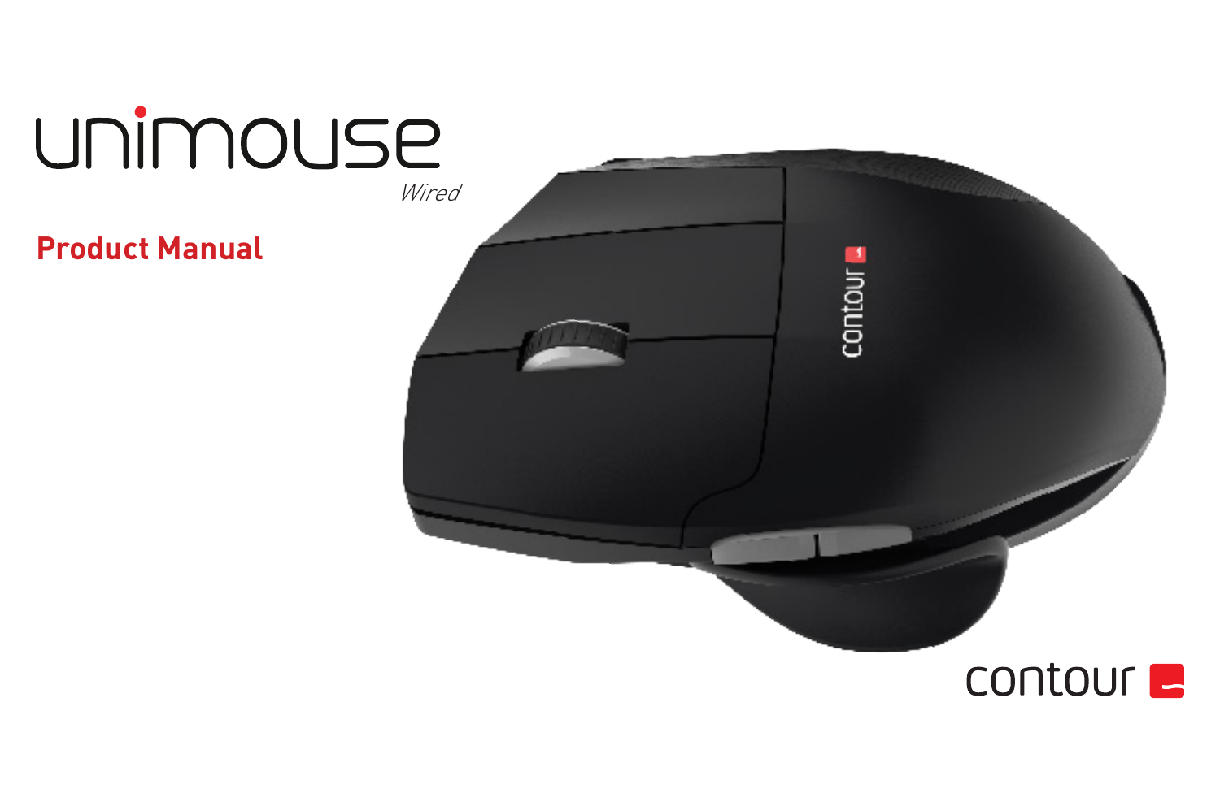# unimouse

*Wired*

## Product Manual

contour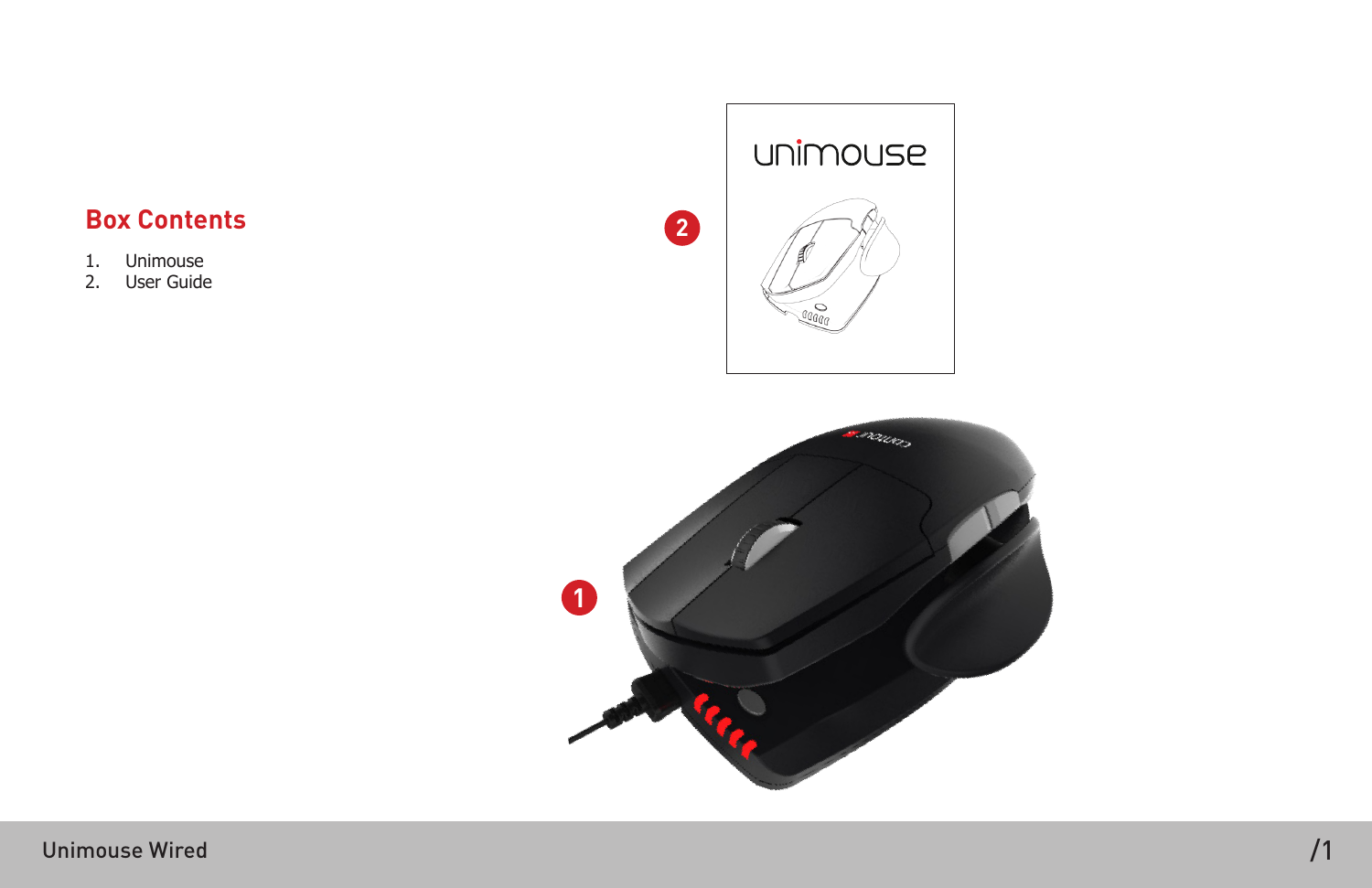## Box Contents

1. Unimouse
2. User Guide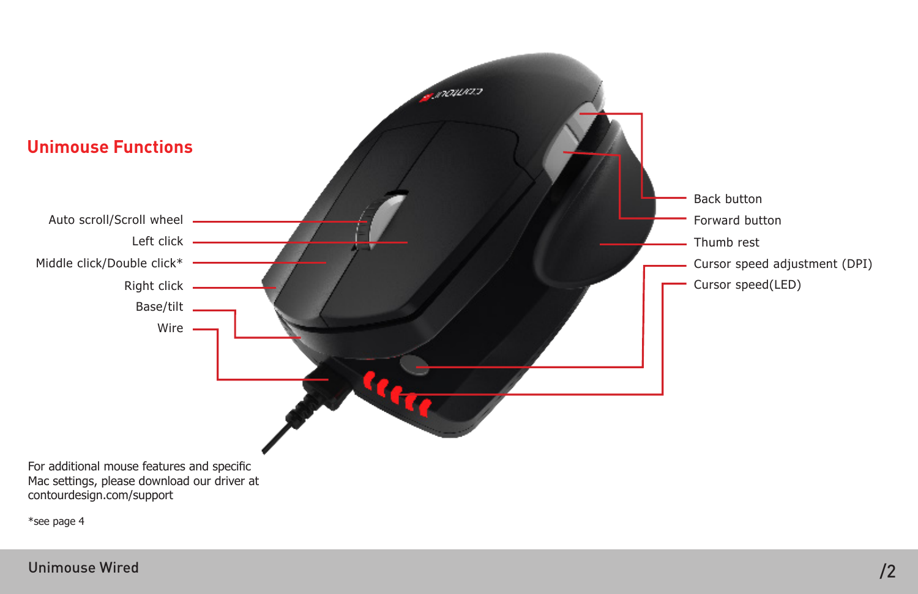## Unimouse Functions

Auto scroll/Scroll wheel

Left click

Middle click/Double click*

Right click

Base/tilt

Wire

Back button

Forward button

Thumb rest

Cursor speed adjustment (DPI)

Cursor speed(LED)

For additional mouse features and specific Mac settings, please download our driver at contourdesign.com/support

*see page 4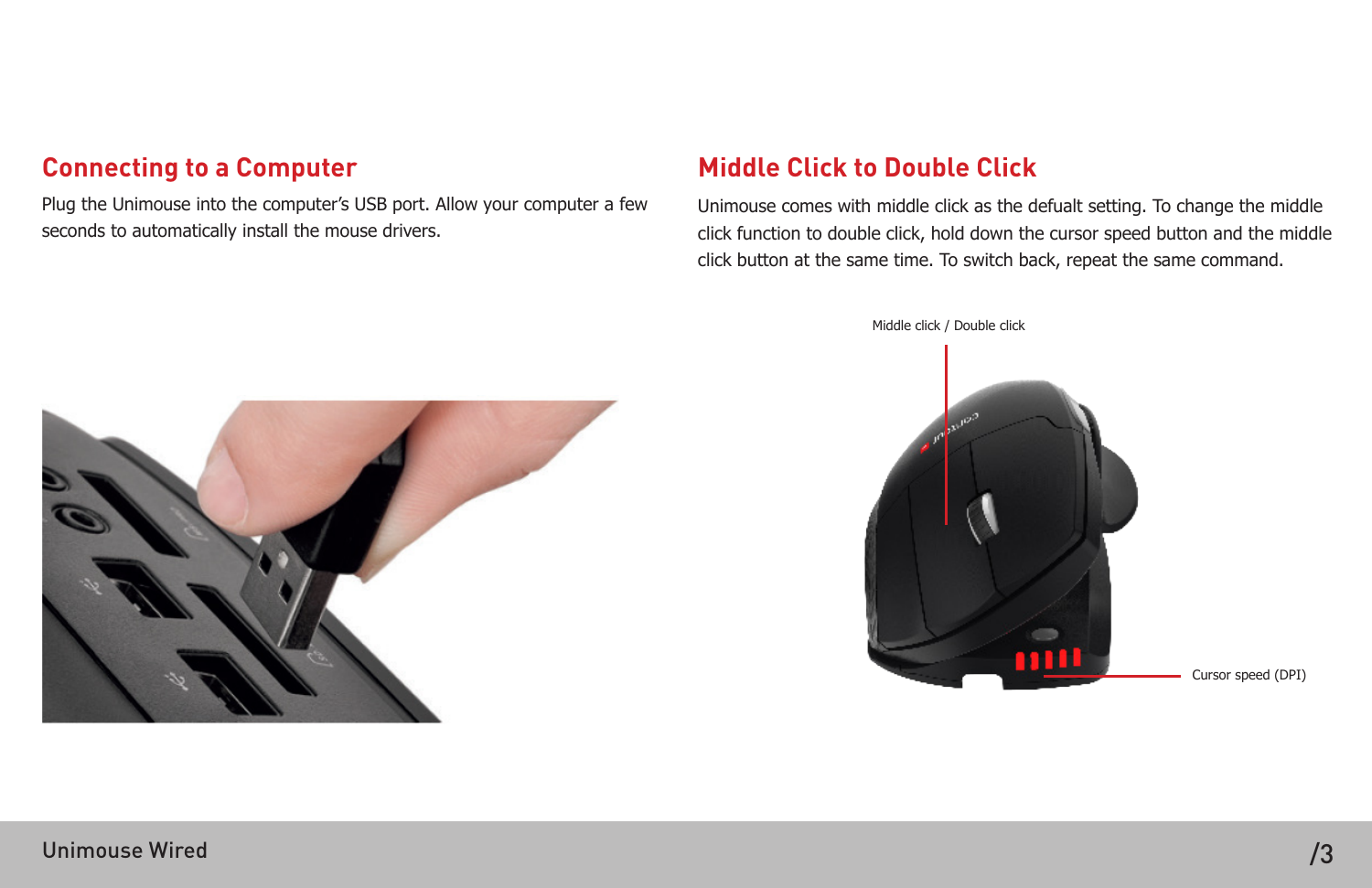## Connecting to a Computer

Plug the Unimouse into the computer's USB port. Allow your computer a few seconds to automatically install the mouse drivers.

## Middle Click to Double Click

Unimouse comes with middle click as the defualt setting. To change the middle click function to double click, hold down the cursor speed button and the middle click button at the same time. To switch back, repeat the same command.

Middle click / Double click

Cursor speed (DPI)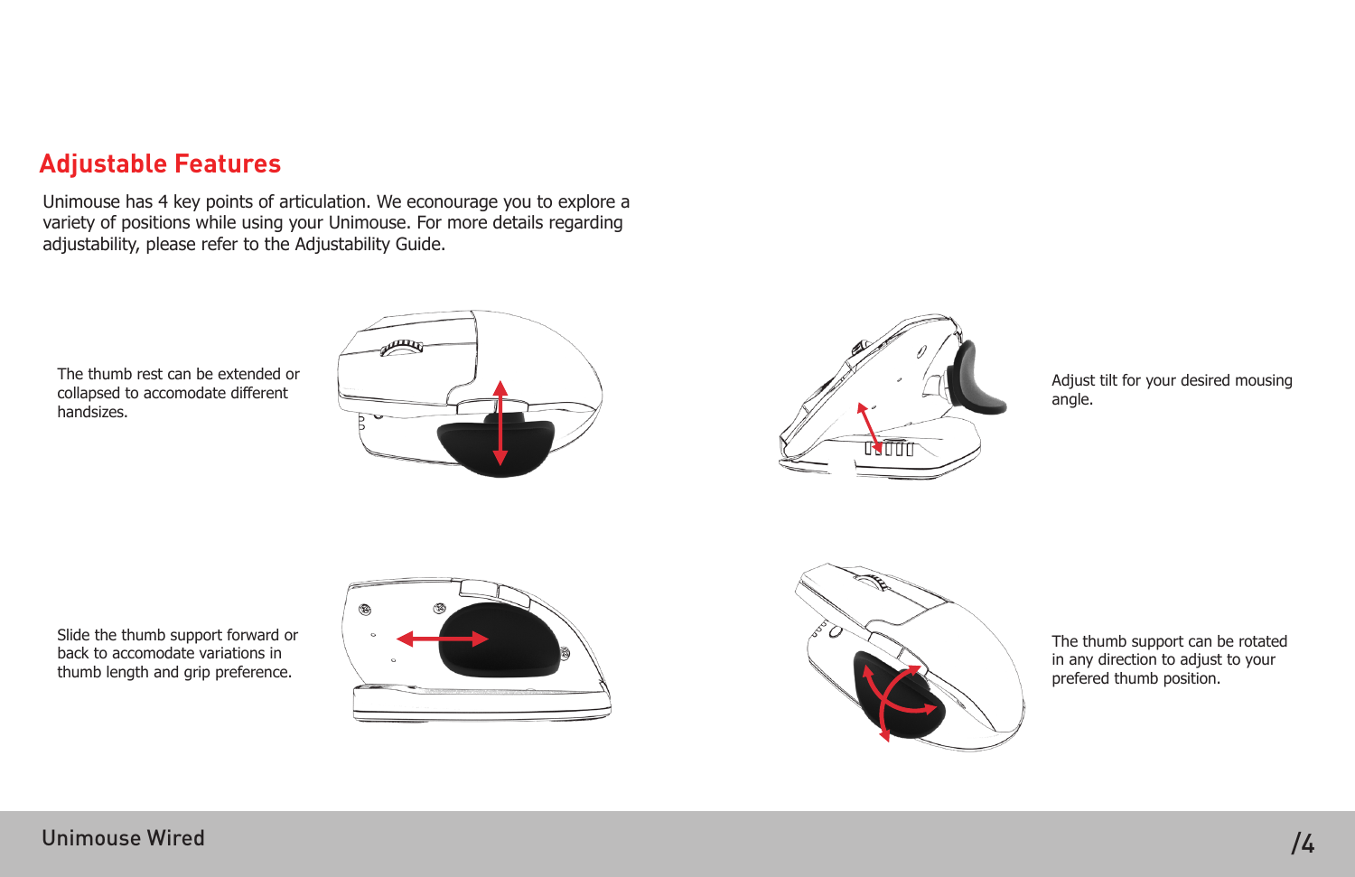## Adjustable Features

Unimouse has 4 key points of articulation. We econourage you to explore a variety of positions while using your Unimouse. For more details regarding adjustability, please refer to the Adjustability Guide.

The thumb rest can be extended or collapsed to accomodate different handsizes.

Adjust tilt for your desired mousing angle.

Slide the thumb support forward or back to accomodate variations in thumb length and grip preference.

The thumb support can be rotated in any direction to adjust to your prefered thumb position.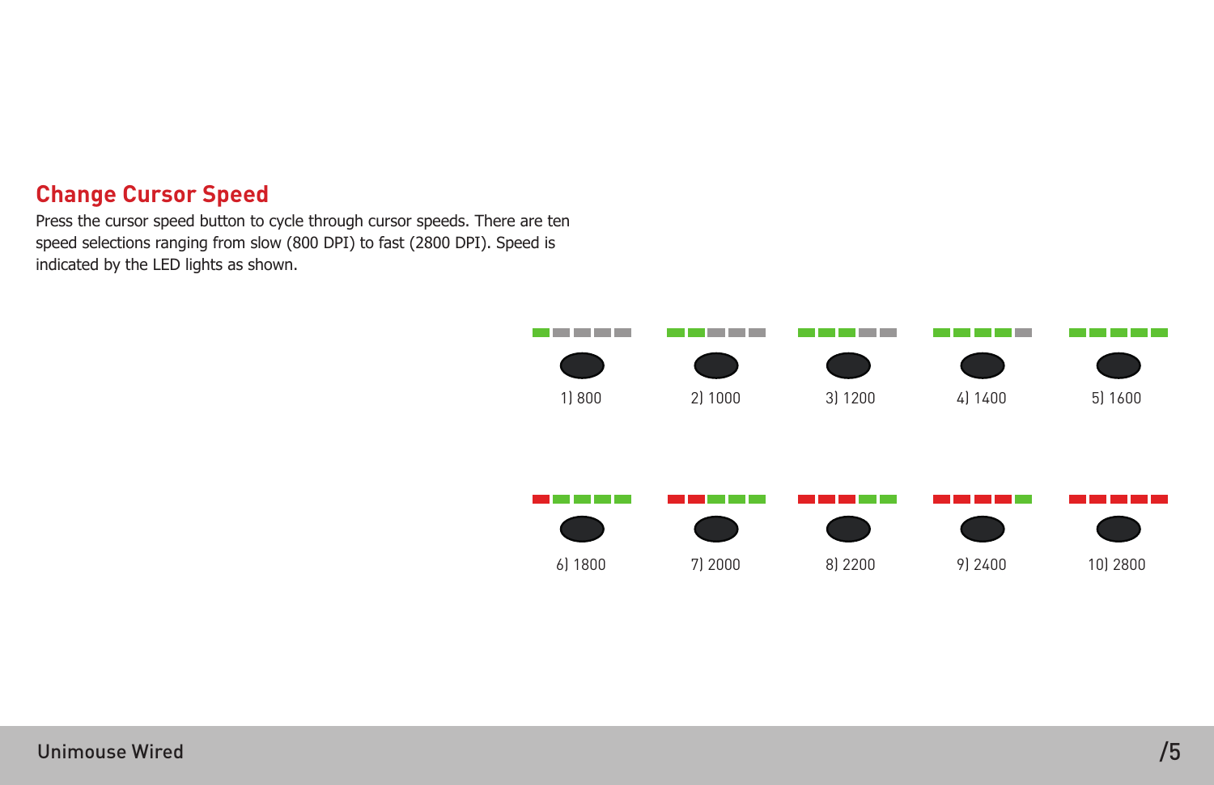## Change Cursor Speed

Press the cursor speed button to cycle through cursor speeds. There are ten speed selections ranging from slow (800 DPI) to fast (2800 DPI). Speed is indicated by the LED lights as shown.

1) 800

2) 1000

3) 1200

4) 1400

5) 1600

6) 1800

7) 2000

8) 2200

9) 2400

10) 2800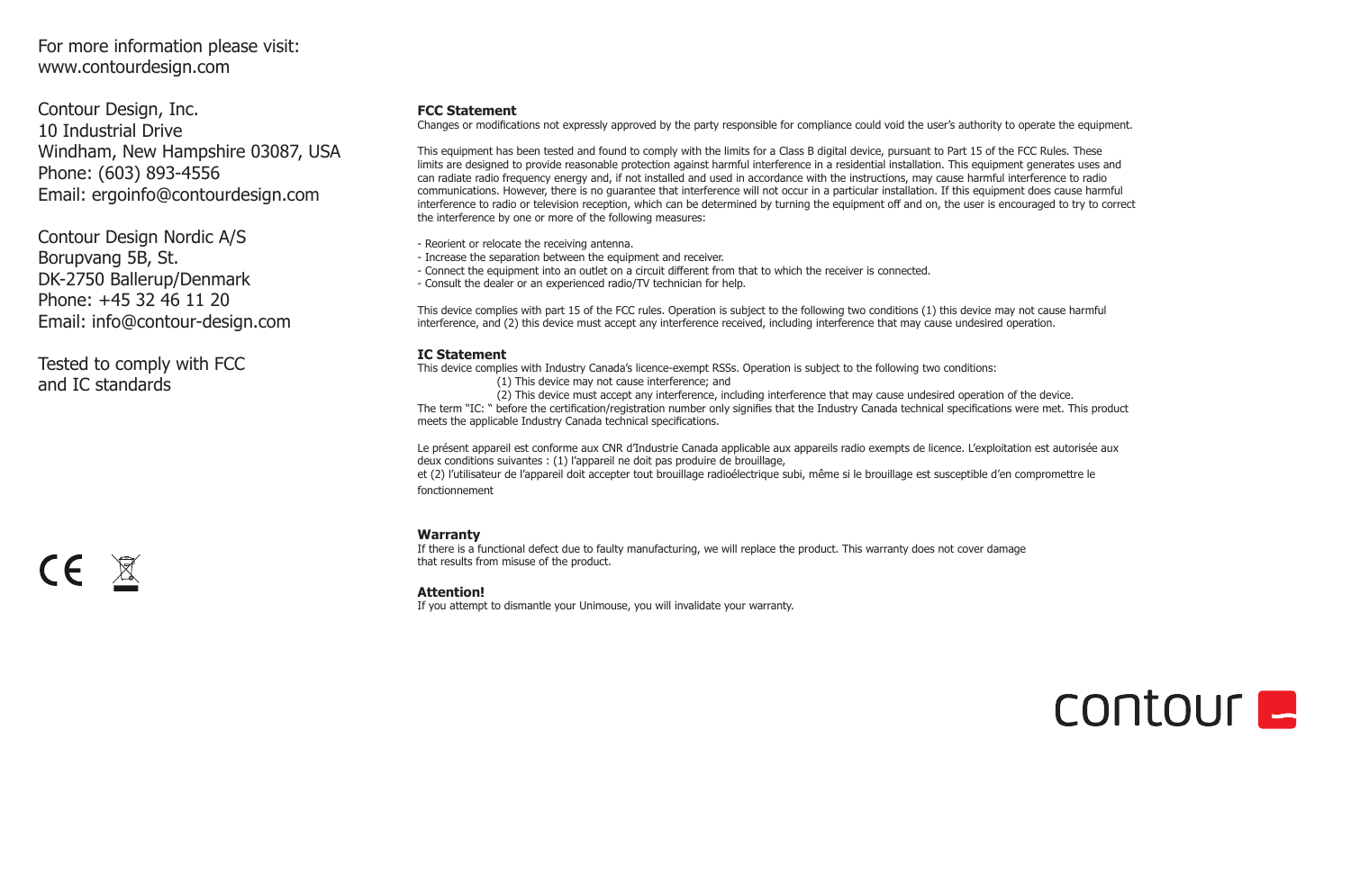For more information please visit:
www.contourdesign.com

Contour Design, Inc.
10 Industrial Drive
Windham, New Hampshire 03087, USA
Phone: (603) 893-4556
Email: ergoinfo@contourdesign.com

Contour Design Nordic A/S
Borupvang 5B, St.
DK-2750 Ballerup/Denmark
Phone: +45 32 46 11 20
Email: info@contour-design.com

Tested to comply with FCC
and IC standards

CE

**FCC Statement**

Changes or modifications not expressly approved by the party responsible for compliance could void the user's authority to operate the equipment.

This equipment has been tested and found to comply with the limits for a Class B digital device, pursuant to Part 15 of the FCC Rules. These limits are designed to provide reasonable protection against harmful interference in a residential installation. This equipment generates uses and can radiate radio frequency energy and, if not installed and used in accordance with the instructions, may cause harmful interference to radio communications. However, there is no guarantee that interference will not occur in a particular installation. If this equipment does cause harmful interference to radio or television reception, which can be determined by turning the equipment off and on, the user is encouraged to try to correct the interference by one or more of the following measures:

- Reorient or relocate the receiving antenna.
- Increase the separation between the equipment and receiver.
- Connect the equipment into an outlet on a circuit different from that to which the receiver is connected.
- Consult the dealer or an experienced radio/TV technician for help.

This device complies with part 15 of the FCC rules. Operation is subject to the following two conditions (1) this device may not cause harmful interference, and (2) this device must accept any interference received, including interference that may cause undesired operation.

**IC Statement**

This device complies with Industry Canada's licence-exempt RSSs. Operation is subject to the following two conditions:

(1) This device may not cause interference; and

(2) This device must accept any interference, including interference that may cause undesired operation of the device.

The term "IC: " before the certification/registration number only signifies that the Industry Canada technical specifications were met. This product meets the applicable Industry Canada technical specifications.

Le présent appareil est conforme aux CNR d'Industrie Canada applicable aux appareils radio exempts de licence. L'exploitation est autorisée aux deux conditions suivantes : (1) l'appareil ne doit pas produire de brouillage,
et (2) l'utilisateur de l'appareil doit accepter tout brouillage radioélectrique subi, même si le brouillage est susceptible d'en compromettre le fonctionnement

**Warranty**

If there is a functional defect due to faulty manufacturing, we will replace the product. This warranty does not cover damage that results from misuse of the product.

**Attention!**

If you attempt to dismantle your Unimouse, you will invalidate your warranty.

contour